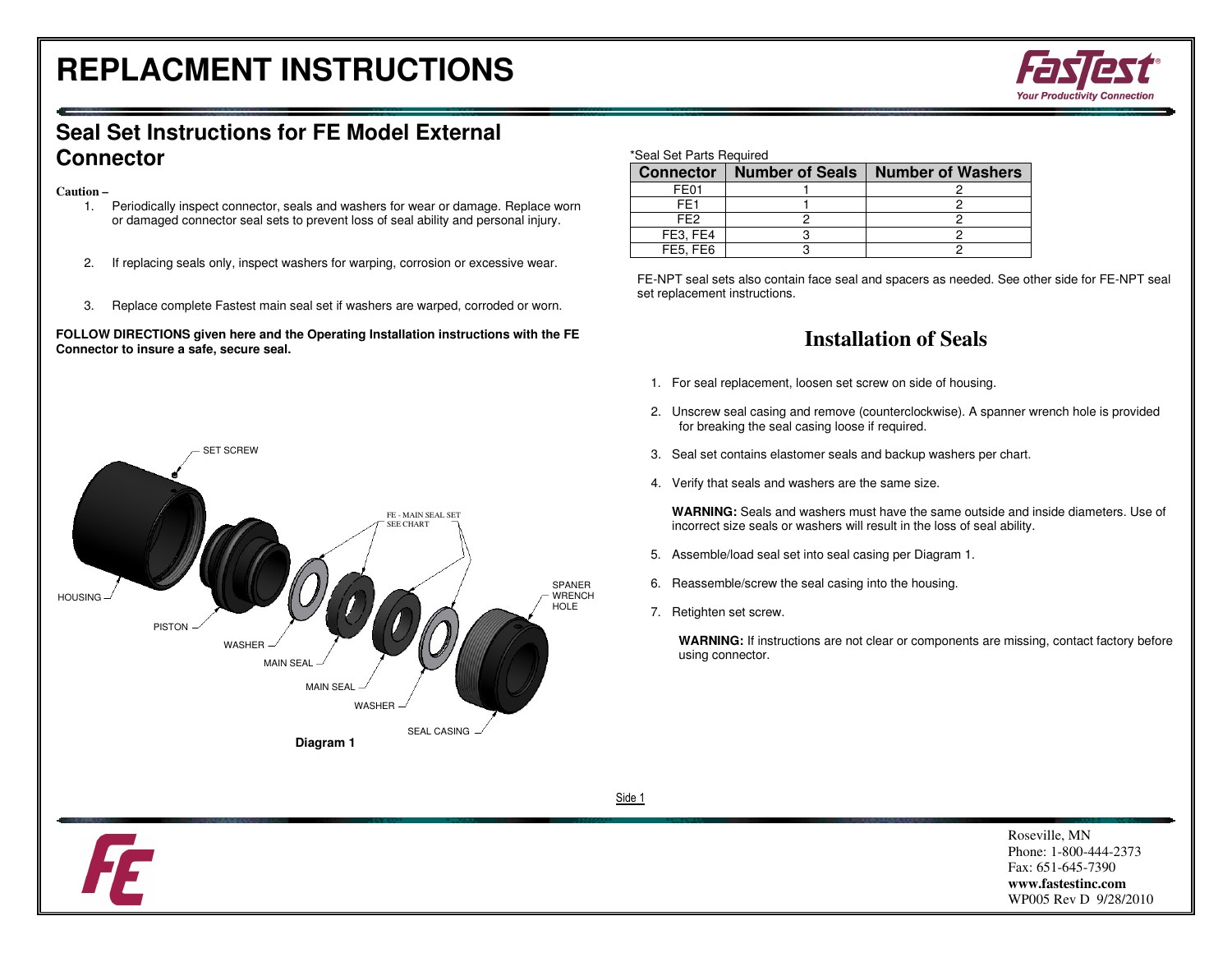# REPLACMENT INSTRUCTIONS

## Seal Set Instructions for FE Model External Connector

**Caution –**

1. Periodically inspect connector, seals and washers for wear or damage. Replace worn or damaged connector seal sets to prevent loss of seal ability and personal injury.
2. If replacing seals only, inspect washers for warping, corrosion or excessive wear.
3. Replace complete Fastest main seal set if washers are warped, corroded or worn.

**FOLLOW DIRECTIONS given here and the Operating Installation instructions with the FE Connector to insure a safe, secure seal.**

SET SCREW
HOUSING
PISTON
WASHER
MAIN SEAL
MAIN SEAL
WASHER
SEAL CASING
FE - MAIN SEAL SET SEE CHART
SPANER WRENCH HOLE

**Diagram 1**

*Seal Set Parts Required

| Connector | Number of Seals | Number of Washers |
|---|---|---|
| FE01 | 1 | 2 |
| FE1 | 1 | 2 |
| FE2 | 2 | 2 |
| FE3, FE4 | 3 | 2 |
| FE5, FE6 | 3 | 2 |

FE-NPT seal sets also contain face seal and spacers as needed. See other side for FE-NPT seal set replacement instructions.

## Installation of Seals

1. For seal replacement, loosen set screw on side of housing.
2. Unscrew seal casing and remove (counterclockwise). A spanner wrench hole is provided for breaking the seal casing loose if required.
3. Seal set contains elastomer seals and backup washers per chart.
4. Verify that seals and washers are the same size.

   **WARNING:** Seals and washers must have the same outside and inside diameters. Use of incorrect size seals or washers will result in the loss of seal ability.

5. Assemble/load seal set into seal casing per Diagram 1.
6. Reassemble/screw the seal casing into the housing.
7. Retighten set screw.

   **WARNING:** If instructions are not clear or components are missing, contact factory before using connector.

Roseville, MN
Phone: 1-800-444-2373
Fax: 651-645-7390
**www.fastestinc.com**
WP005 Rev D 9/28/2010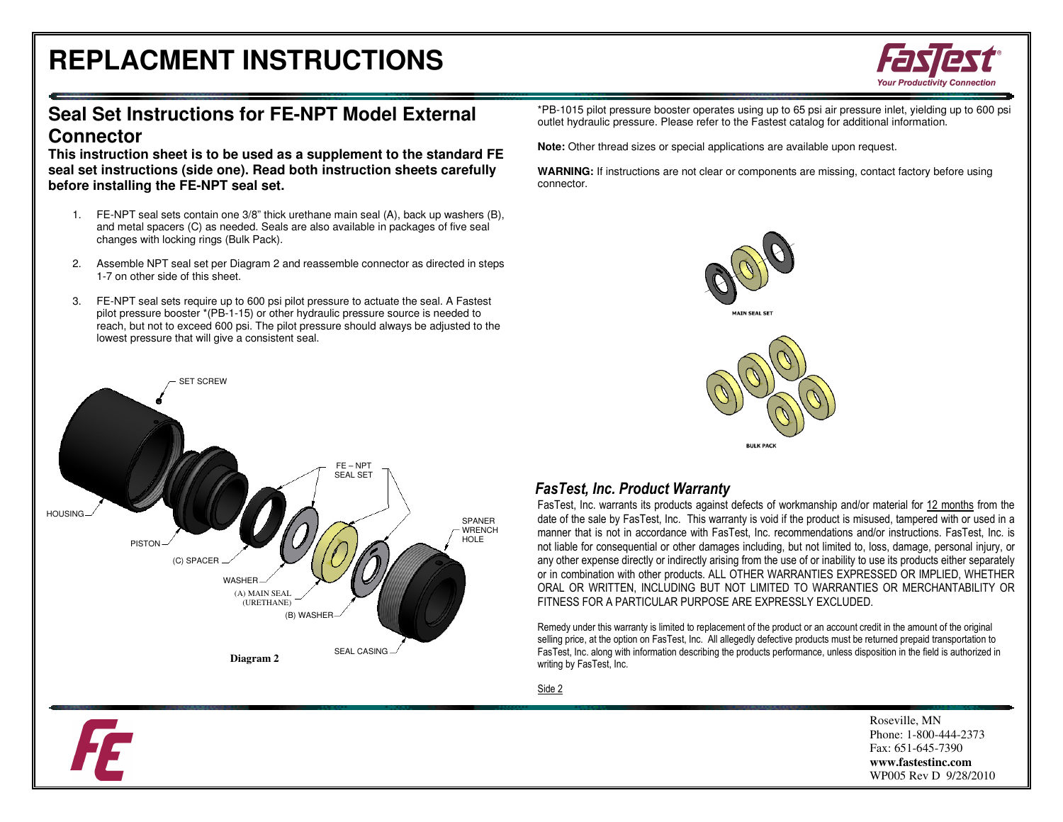# REPLACMENT INSTRUCTIONS

## Seal Set Instructions for FE-NPT Model External Connector

**This instruction sheet is to be used as a supplement to the standard FE seal set instructions (side one). Read both instruction sheets carefully before installing the FE-NPT seal set.**

1. FE-NPT seal sets contain one 3/8" thick urethane main seal (A), back up washers (B), and metal spacers (C) as needed. Seals are also available in packages of five seal changes with locking rings (Bulk Pack).

2. Assemble NPT seal set per Diagram 2 and reassemble connector as directed in steps 1-7 on other side of this sheet.

3. FE-NPT seal sets require up to 600 psi pilot pressure to actuate the seal. A Fastest pilot pressure booster *(PB-1-15) or other hydraulic pressure source is needed to reach, but not to exceed 600 psi. The pilot pressure should always be adjusted to the lowest pressure that will give a consistent seal.

SET SCREW

FE – NPT SEAL SET

HOUSING

SPANER WRENCH HOLE

PISTON

(C) SPACER

WASHER

(A) MAIN SEAL (URETHANE)

(B) WASHER

SEAL CASING

**Diagram 2**

*PB-1015 pilot pressure booster operates using up to 65 psi air pressure inlet, yielding up to 600 psi outlet hydraulic pressure. Please refer to the Fastest catalog for additional information.

**Note:** Other thread sizes or special applications are available upon request.

**WARNING:** If instructions are not clear or components are missing, contact factory before using connector.

MAIN SEAL SET

BULK PACK

### *FasTest, Inc. Product Warranty*

FasTest, Inc. warrants its products against defects of workmanship and/or material for 12 months from the date of the sale by FasTest, Inc. This warranty is void if the product is misused, tampered with or used in a manner that is not in accordance with FasTest, Inc. recommendations and/or instructions. FasTest, Inc. is not liable for consequential or other damages including, but not limited to, loss, damage, personal injury, or any other expense directly or indirectly arising from the use of or inability to use its products either separately or in combination with other products. ALL OTHER WARRANTIES EXPRESSED OR IMPLIED, WHETHER ORAL OR WRITTEN, INCLUDING BUT NOT LIMITED TO WARRANTIES OR MERCHANTABILITY OR FITNESS FOR A PARTICULAR PURPOSE ARE EXPRESSLY EXCLUDED.

Remedy under this warranty is limited to replacement of the product or an account credit in the amount of the original selling price, at the option on FasTest, Inc. All allegedly defective products must be returned prepaid transportation to FasTest, Inc. along with information describing the products performance, unless disposition in the field is authorized in writing by FasTest, Inc.

Side 2

Roseville, MN
Phone: 1-800-444-2373
Fax: 651-645-7390
**www.fastestinc.com**
WP005 Rev D 9/28/2010